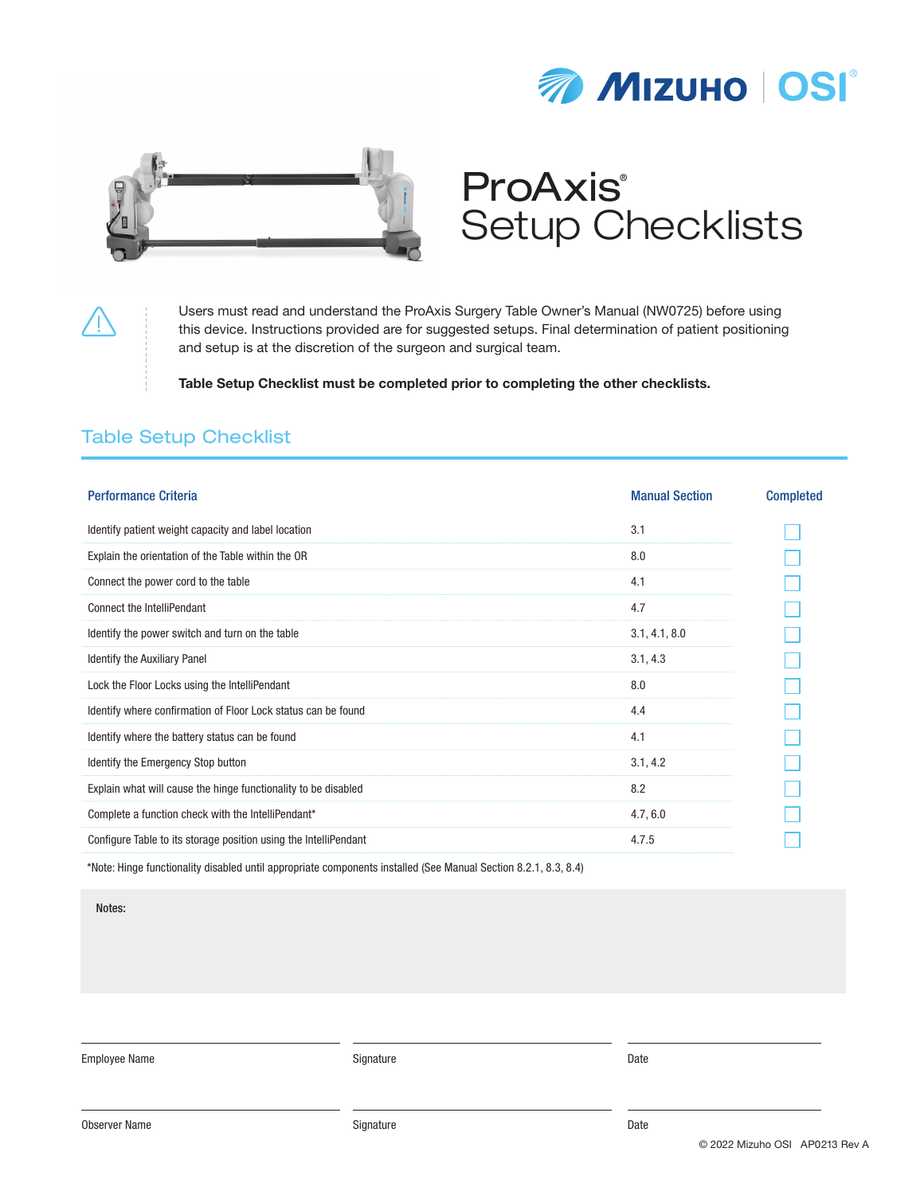# ProAxis® Setup Checklists

Users must read and understand the ProAxis Surgery Table Owner's Manual (NW0725) before using this device. Instructions provided are for suggested setups. Final determination of patient positioning and setup is at the discretion of the surgeon and surgical team.

**Table Setup Checklist must be completed prior to completing the other checklists.**

## Table Setup Checklist

| Performance Criteria | Manual Section | Completed |
| --- | --- | --- |
| Identify patient weight capacity and label location | 3.1 | ☐ |
| Explain the orientation of the Table within the OR | 8.0 | ☐ |
| Connect the power cord to the table | 4.1 | ☐ |
| Connect the IntelliPendant | 4.7 | ☐ |
| Identify the power switch and turn on the table | 3.1, 4.1, 8.0 | ☐ |
| Identify the Auxiliary Panel | 3.1, 4.3 | ☐ |
| Lock the Floor Locks using the IntelliPendant | 8.0 | ☐ |
| Identify where confirmation of Floor Lock status can be found | 4.4 | ☐ |
| Identify where the battery status can be found | 4.1 | ☐ |
| Identify the Emergency Stop button | 3.1, 4.2 | ☐ |
| Explain what will cause the hinge functionality to be disabled | 8.2 | ☐ |
| Complete a function check with the IntelliPendant* | 4.7, 6.0 | ☐ |
| Configure Table to its storage position using the IntelliPendant | 4.7.5 | ☐ |

*Note: Hinge functionality disabled until appropriate components installed (See Manual Section 8.2.1, 8.3, 8.4)

**Notes:**

Employee Name ____________ Signature ____________ Date ____________

Observer Name ____________ Signature ____________ Date ____________

© 2022 Mizuho OSI AP0213 Rev A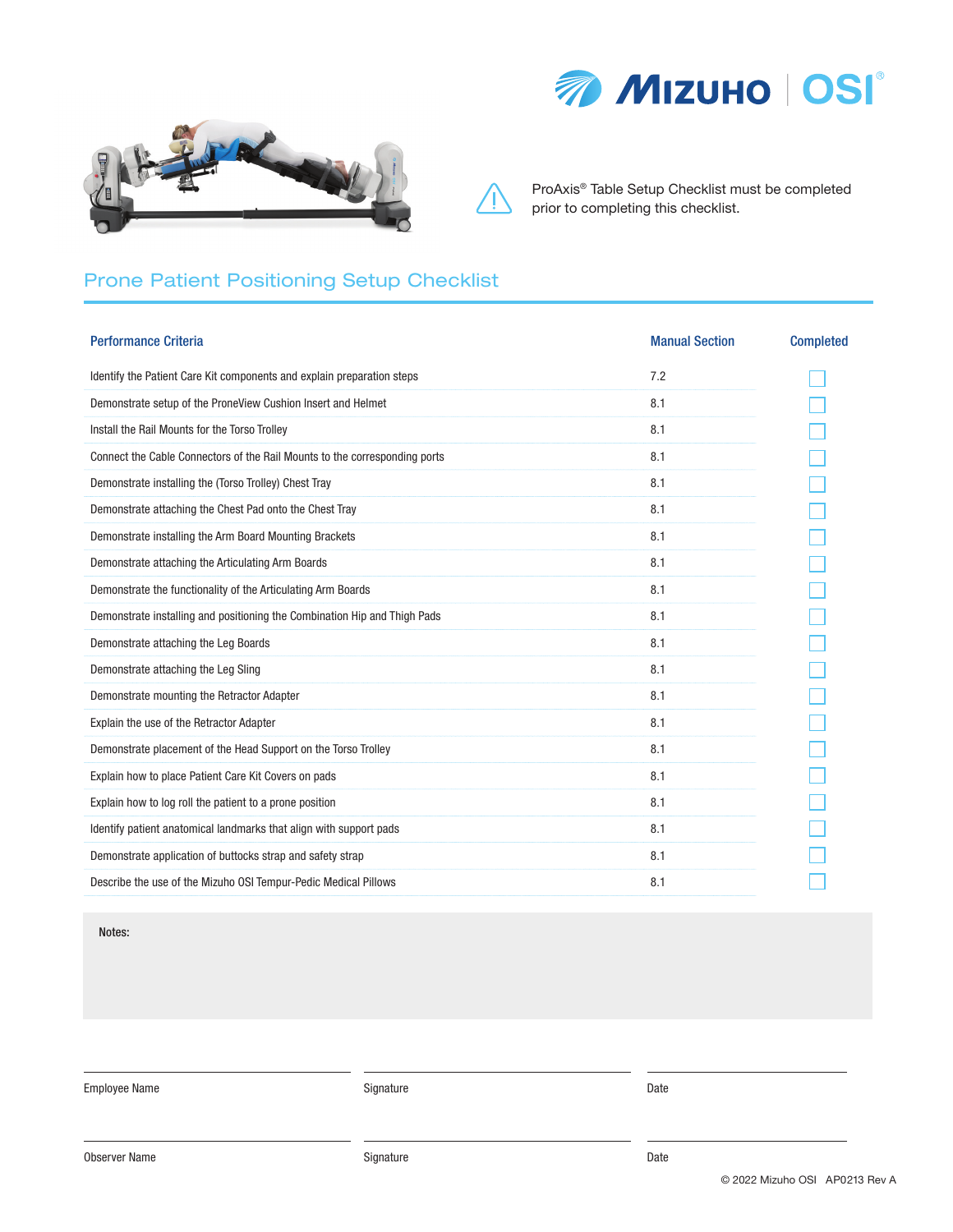ProAxis® Table Setup Checklist must be completed prior to completing this checklist.

## Prone Patient Positioning Setup Checklist

| Performance Criteria | Manual Section | Completed |
|---|---|---|
| Identify the Patient Care Kit components and explain preparation steps | 7.2 | ☐ |
| Demonstrate setup of the ProneView Cushion Insert and Helmet | 8.1 | ☐ |
| Install the Rail Mounts for the Torso Trolley | 8.1 | ☐ |
| Connect the Cable Connectors of the Rail Mounts to the corresponding ports | 8.1 | ☐ |
| Demonstrate installing the (Torso Trolley) Chest Tray | 8.1 | ☐ |
| Demonstrate attaching the Chest Pad onto the Chest Tray | 8.1 | ☐ |
| Demonstrate installing the Arm Board Mounting Brackets | 8.1 | ☐ |
| Demonstrate attaching the Articulating Arm Boards | 8.1 | ☐ |
| Demonstrate the functionality of the Articulating Arm Boards | 8.1 | ☐ |
| Demonstrate installing and positioning the Combination Hip and Thigh Pads | 8.1 | ☐ |
| Demonstrate attaching the Leg Boards | 8.1 | ☐ |
| Demonstrate attaching the Leg Sling | 8.1 | ☐ |
| Demonstrate mounting the Retractor Adapter | 8.1 | ☐ |
| Explain the use of the Retractor Adapter | 8.1 | ☐ |
| Demonstrate placement of the Head Support on the Torso Trolley | 8.1 | ☐ |
| Explain how to place Patient Care Kit Covers on pads | 8.1 | ☐ |
| Explain how to log roll the patient to a prone position | 8.1 | ☐ |
| Identify patient anatomical landmarks that align with support pads | 8.1 | ☐ |
| Demonstrate application of buttocks strap and safety strap | 8.1 | ☐ |
| Describe the use of the Mizuho OSI Tempur-Pedic Medical Pillows | 8.1 | ☐ |

**Notes:**

| Employee Name | Signature | Date |
|---|---|---|
| | | |

| Observer Name | Signature | Date |
|---|---|---|
| | | |

© 2022 Mizuho OSI AP0213 Rev A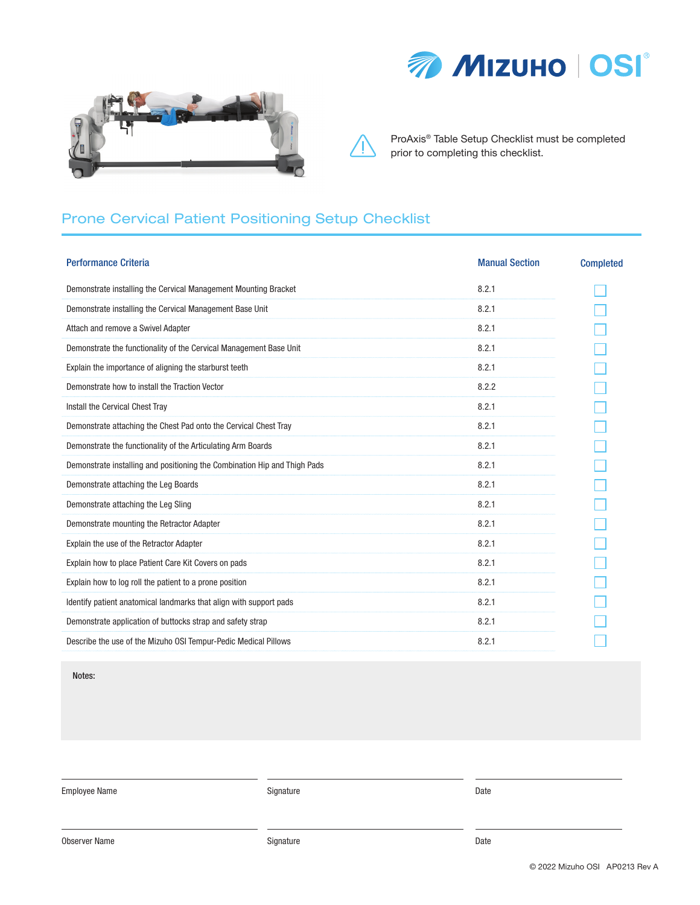ProAxis® Table Setup Checklist must be completed prior to completing this checklist.

## Prone Cervical Patient Positioning Setup Checklist

| Performance Criteria | Manual Section | Completed |
|---|---|---|
| Demonstrate installing the Cervical Management Mounting Bracket | 8.2.1 | ☐ |
| Demonstrate installing the Cervical Management Base Unit | 8.2.1 | ☐ |
| Attach and remove a Swivel Adapter | 8.2.1 | ☐ |
| Demonstrate the functionality of the Cervical Management Base Unit | 8.2.1 | ☐ |
| Explain the importance of aligning the starburst teeth | 8.2.1 | ☐ |
| Demonstrate how to install the Traction Vector | 8.2.2 | ☐ |
| Install the Cervical Chest Tray | 8.2.1 | ☐ |
| Demonstrate attaching the Chest Pad onto the Cervical Chest Tray | 8.2.1 | ☐ |
| Demonstrate the functionality of the Articulating Arm Boards | 8.2.1 | ☐ |
| Demonstrate installing and positioning the Combination Hip and Thigh Pads | 8.2.1 | ☐ |
| Demonstrate attaching the Leg Boards | 8.2.1 | ☐ |
| Demonstrate attaching the Leg Sling | 8.2.1 | ☐ |
| Demonstrate mounting the Retractor Adapter | 8.2.1 | ☐ |
| Explain the use of the Retractor Adapter | 8.2.1 | ☐ |
| Explain how to place Patient Care Kit Covers on pads | 8.2.1 | ☐ |
| Explain how to log roll the patient to a prone position | 8.2.1 | ☐ |
| Identify patient anatomical landmarks that align with support pads | 8.2.1 | ☐ |
| Demonstrate application of buttocks strap and safety strap | 8.2.1 | ☐ |
| Describe the use of the Mizuho OSI Tempur-Pedic Medical Pillows | 8.2.1 | ☐ |

**Notes:**

| Employee Name | Signature | Date |
|---|---|---|
| | | |

| Observer Name | Signature | Date |
|---|---|---|
| | | |

© 2022 Mizuho OSI AP0213 Rev A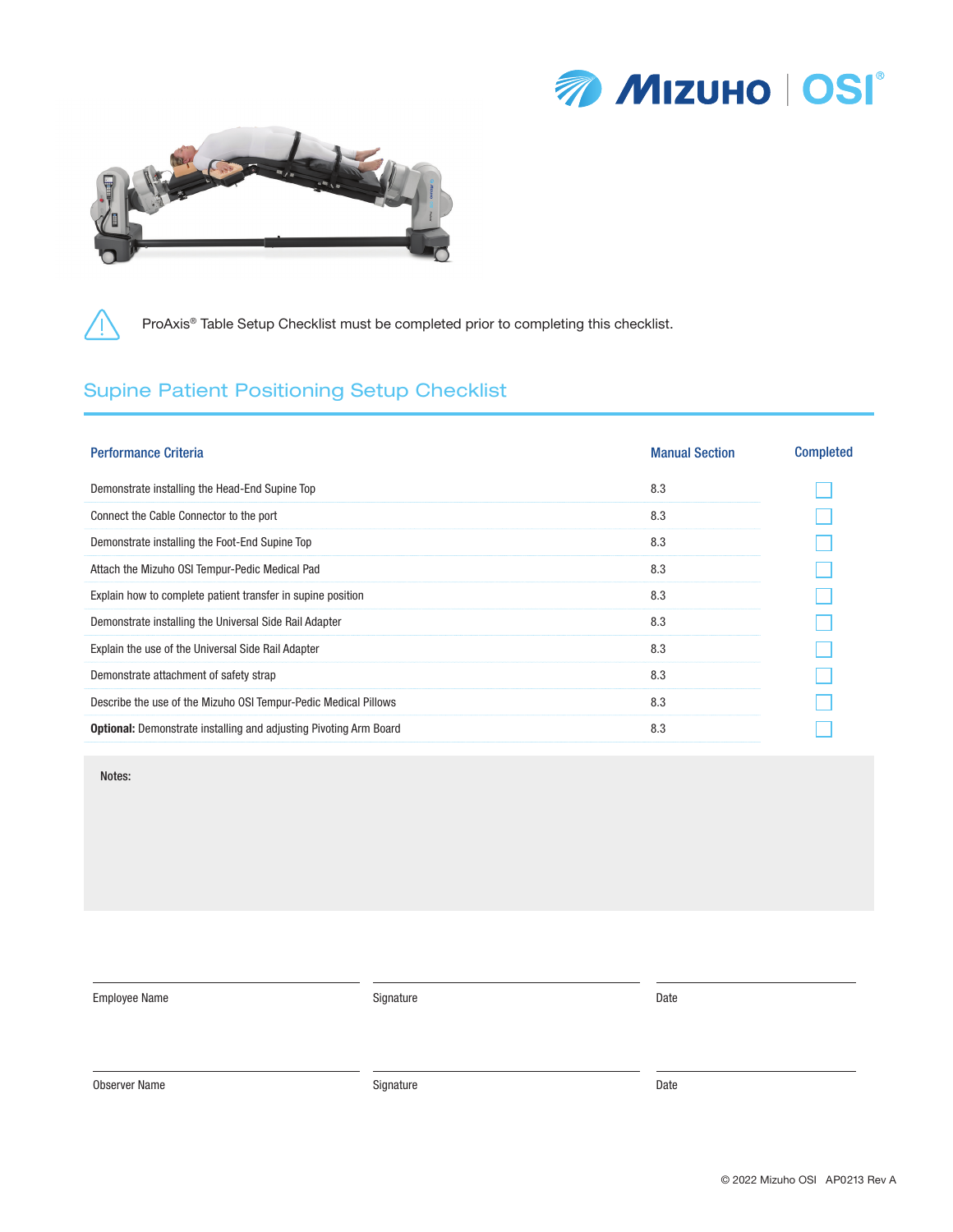ProAxis® Table Setup Checklist must be completed prior to completing this checklist.

## Supine Patient Positioning Setup Checklist

| Performance Criteria | Manual Section | Completed |
|---|---|---|
| Demonstrate installing the Head-End Supine Top | 8.3 | ☐ |
| Connect the Cable Connector to the port | 8.3 | ☐ |
| Demonstrate installing the Foot-End Supine Top | 8.3 | ☐ |
| Attach the Mizuho OSI Tempur-Pedic Medical Pad | 8.3 | ☐ |
| Explain how to complete patient transfer in supine position | 8.3 | ☐ |
| Demonstrate installing the Universal Side Rail Adapter | 8.3 | ☐ |
| Explain the use of the Universal Side Rail Adapter | 8.3 | ☐ |
| Demonstrate attachment of safety strap | 8.3 | ☐ |
| Describe the use of the Mizuho OSI Tempur-Pedic Medical Pillows | 8.3 | ☐ |
| **Optional:** Demonstrate installing and adjusting Pivoting Arm Board | 8.3 | ☐ |

**Notes:**

| Employee Name | Signature | Date |
|---|---|---|
| Observer Name | Signature | Date |

© 2022 Mizuho OSI AP0213 Rev A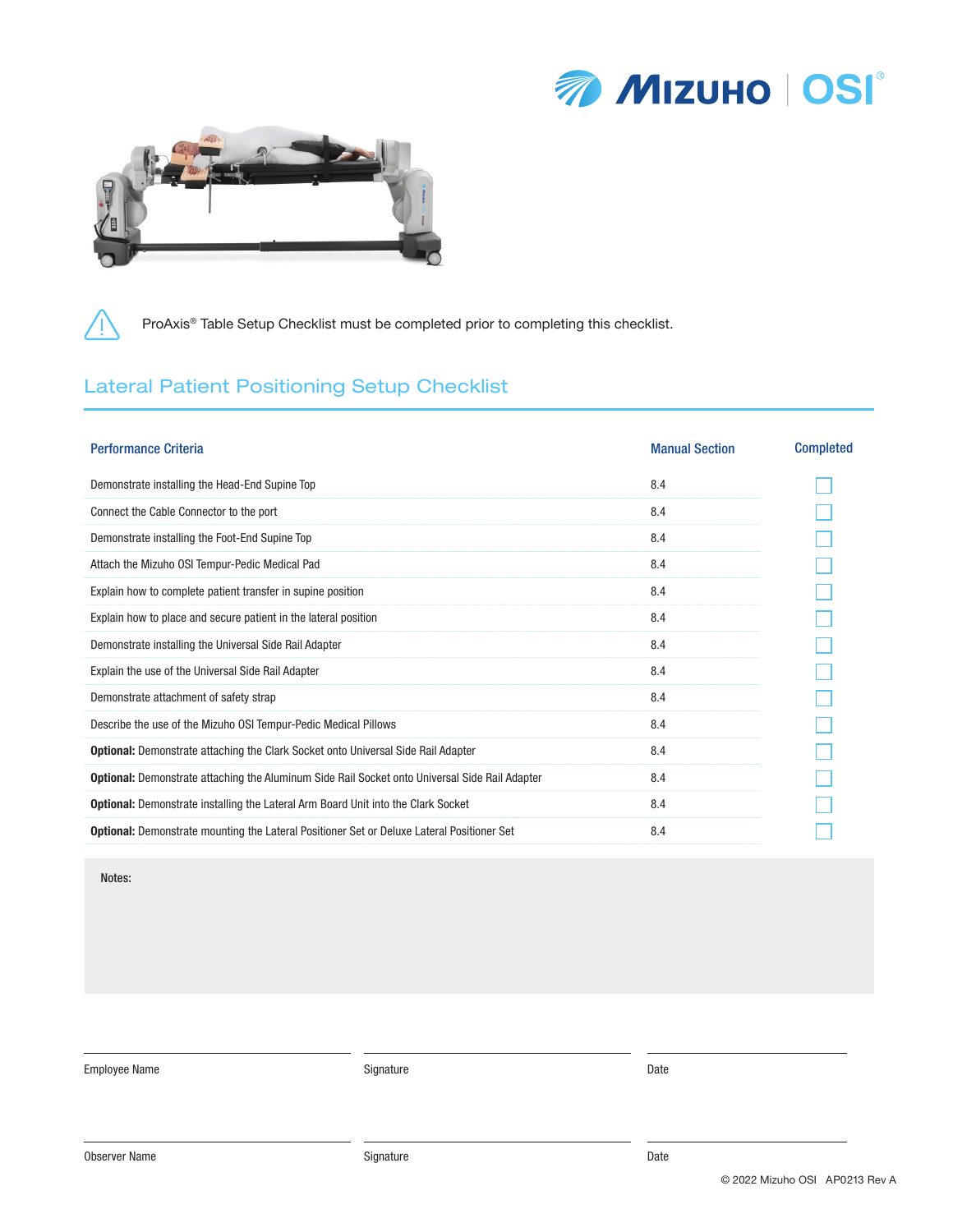ProAxis® Table Setup Checklist must be completed prior to completing this checklist.

## Lateral Patient Positioning Setup Checklist

| Performance Criteria | Manual Section | Completed |
|---|---|---|
| Demonstrate installing the Head-End Supine Top | 8.4 | ☐ |
| Connect the Cable Connector to the port | 8.4 | ☐ |
| Demonstrate installing the Foot-End Supine Top | 8.4 | ☐ |
| Attach the Mizuho OSI Tempur-Pedic Medical Pad | 8.4 | ☐ |
| Explain how to complete patient transfer in supine position | 8.4 | ☐ |
| Explain how to place and secure patient in the lateral position | 8.4 | ☐ |
| Demonstrate installing the Universal Side Rail Adapter | 8.4 | ☐ |
| Explain the use of the Universal Side Rail Adapter | 8.4 | ☐ |
| Demonstrate attachment of safety strap | 8.4 | ☐ |
| Describe the use of the Mizuho OSI Tempur-Pedic Medical Pillows | 8.4 | ☐ |
| **Optional:** Demonstrate attaching the Clark Socket onto Universal Side Rail Adapter | 8.4 | ☐ |
| **Optional:** Demonstrate attaching the Aluminum Side Rail Socket onto Universal Side Rail Adapter | 8.4 | ☐ |
| **Optional:** Demonstrate installing the Lateral Arm Board Unit into the Clark Socket | 8.4 | ☐ |
| **Optional:** Demonstrate mounting the Lateral Positioner Set or Deluxe Lateral Positioner Set | 8.4 | ☐ |

**Notes:**

| Employee Name | Signature | Date |
|---|---|---|
| | | |

| Observer Name | Signature | Date |
|---|---|---|
| | | |

© 2022 Mizuho OSI AP0213 Rev A